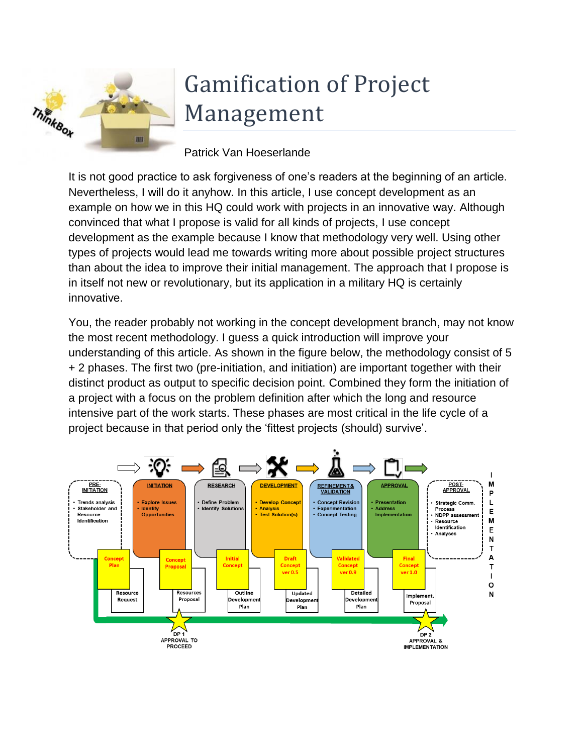# Gamification of Project Management

Patrick Van Hoeserlande

It is not good practice to ask forgiveness of one's readers at the beginning of an article. Nevertheless, I will do it anyhow. In this article, I use concept development as an example on how we in this HQ could work with projects in an innovative way. Although convinced that what I propose is valid for all kinds of projects, I use concept development as the example because I know that methodology very well. Using other types of projects would lead me towards writing more about possible project structures than about the idea to improve their initial management. The approach that I propose is in itself not new or revolutionary, but its application in a military HQ is certainly innovative.

You, the reader probably not working in the concept development branch, may not know the most recent methodology. I guess a quick introduction will improve your understanding of this article. As shown in the figure below, the methodology consist of 5 + 2 phases. The first two (pre-initiation, and initiation) are important together with their distinct product as output to specific decision point. Combined they form the initiation of a project with a focus on the problem definition after which the long and resource intensive part of the work starts. These phases are most critical in the life cycle of a project because in that period only the 'fittest projects (should) survive'.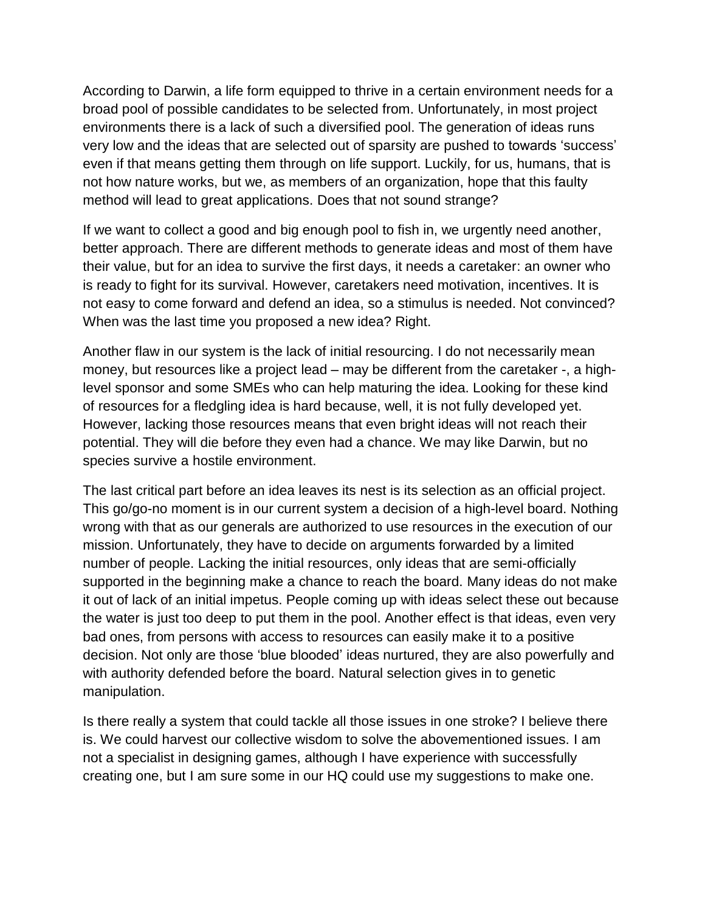According to Darwin, a life form equipped to thrive in a certain environment needs for a broad pool of possible candidates to be selected from. Unfortunately, in most project environments there is a lack of such a diversified pool. The generation of ideas runs very low and the ideas that are selected out of sparsity are pushed to towards 'success' even if that means getting them through on life support. Luckily, for us, humans, that is not how nature works, but we, as members of an organization, hope that this faulty method will lead to great applications. Does that not sound strange?

If we want to collect a good and big enough pool to fish in, we urgently need another, better approach. There are different methods to generate ideas and most of them have their value, but for an idea to survive the first days, it needs a caretaker: an owner who is ready to fight for its survival. However, caretakers need motivation, incentives. It is not easy to come forward and defend an idea, so a stimulus is needed. Not convinced? When was the last time you proposed a new idea? Right.

Another flaw in our system is the lack of initial resourcing. I do not necessarily mean money, but resources like a project lead – may be different from the caretaker -, a high-level sponsor and some SMEs who can help maturing the idea. Looking for these kind of resources for a fledgling idea is hard because, well, it is not fully developed yet. However, lacking those resources means that even bright ideas will not reach their potential. They will die before they even had a chance. We may like Darwin, but no species survive a hostile environment.

The last critical part before an idea leaves its nest is its selection as an official project. This go/go-no moment is in our current system a decision of a high-level board. Nothing wrong with that as our generals are authorized to use resources in the execution of our mission. Unfortunately, they have to decide on arguments forwarded by a limited number of people. Lacking the initial resources, only ideas that are semi-officially supported in the beginning make a chance to reach the board. Many ideas do not make it out of lack of an initial impetus. People coming up with ideas select these out because the water is just too deep to put them in the pool. Another effect is that ideas, even very bad ones, from persons with access to resources can easily make it to a positive decision. Not only are those 'blue blooded' ideas nurtured, they are also powerfully and with authority defended before the board. Natural selection gives in to genetic manipulation.

Is there really a system that could tackle all those issues in one stroke? I believe there is. We could harvest our collective wisdom to solve the abovementioned issues. I am not a specialist in designing games, although I have experience with successfully creating one, but I am sure some in our HQ could use my suggestions to make one.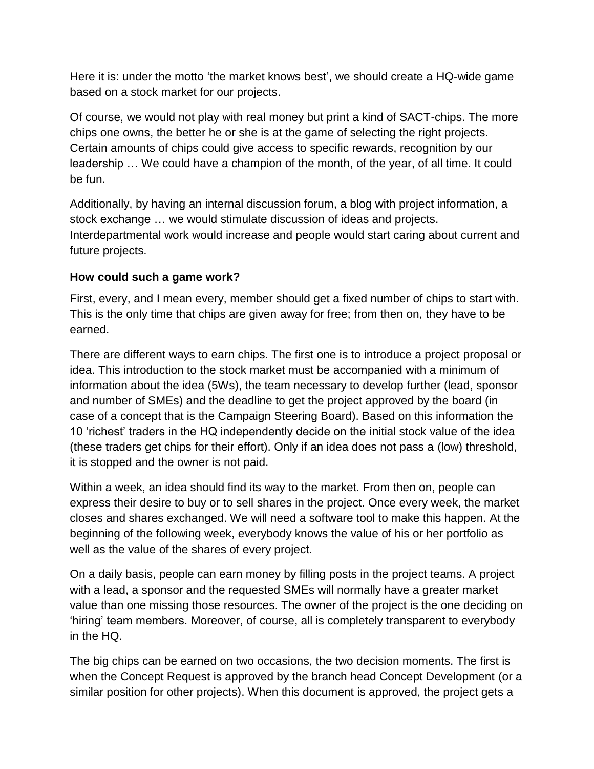Here it is: under the motto 'the market knows best', we should create a HQ-wide game based on a stock market for our projects.

Of course, we would not play with real money but print a kind of SACT-chips. The more chips one owns, the better he or she is at the game of selecting the right projects. Certain amounts of chips could give access to specific rewards, recognition by our leadership … We could have a champion of the month, of the year, of all time. It could be fun.

Additionally, by having an internal discussion forum, a blog with project information, a stock exchange … we would stimulate discussion of ideas and projects. Interdepartmental work would increase and people would start caring about current and future projects.

**How could such a game work?**

First, every, and I mean every, member should get a fixed number of chips to start with. This is the only time that chips are given away for free; from then on, they have to be earned.

There are different ways to earn chips. The first one is to introduce a project proposal or idea. This introduction to the stock market must be accompanied with a minimum of information about the idea (5Ws), the team necessary to develop further (lead, sponsor and number of SMEs) and the deadline to get the project approved by the board (in case of a concept that is the Campaign Steering Board). Based on this information the 10 'richest' traders in the HQ independently decide on the initial stock value of the idea (these traders get chips for their effort). Only if an idea does not pass a (low) threshold, it is stopped and the owner is not paid.

Within a week, an idea should find its way to the market. From then on, people can express their desire to buy or to sell shares in the project. Once every week, the market closes and shares exchanged. We will need a software tool to make this happen. At the beginning of the following week, everybody knows the value of his or her portfolio as well as the value of the shares of every project.

On a daily basis, people can earn money by filling posts in the project teams. A project with a lead, a sponsor and the requested SMEs will normally have a greater market value than one missing those resources. The owner of the project is the one deciding on 'hiring' team members. Moreover, of course, all is completely transparent to everybody in the HQ.

The big chips can be earned on two occasions, the two decision moments. The first is when the Concept Request is approved by the branch head Concept Development (or a similar position for other projects). When this document is approved, the project gets a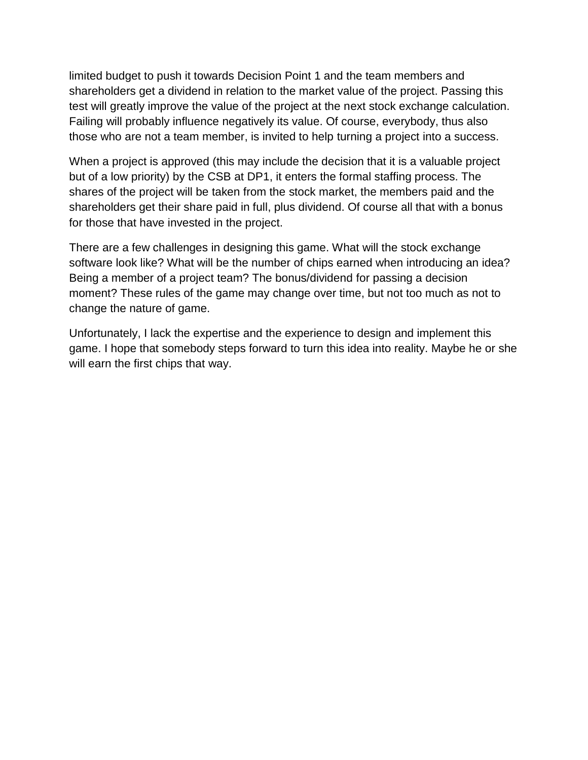limited budget to push it towards Decision Point 1 and the team members and shareholders get a dividend in relation to the market value of the project. Passing this test will greatly improve the value of the project at the next stock exchange calculation. Failing will probably influence negatively its value. Of course, everybody, thus also those who are not a team member, is invited to help turning a project into a success.

When a project is approved (this may include the decision that it is a valuable project but of a low priority) by the CSB at DP1, it enters the formal staffing process. The shares of the project will be taken from the stock market, the members paid and the shareholders get their share paid in full, plus dividend. Of course all that with a bonus for those that have invested in the project.

There are a few challenges in designing this game. What will the stock exchange software look like? What will be the number of chips earned when introducing an idea? Being a member of a project team? The bonus/dividend for passing a decision moment? These rules of the game may change over time, but not too much as not to change the nature of game.

Unfortunately, I lack the expertise and the experience to design and implement this game. I hope that somebody steps forward to turn this idea into reality. Maybe he or she will earn the first chips that way.